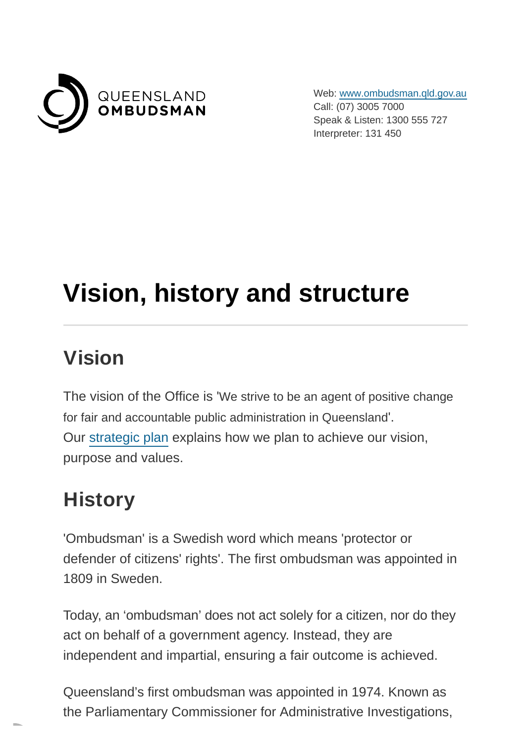QUEENSLAND **OMBUDSMAN**

Web: [www.ombudsman.qld.gov.au](http://www.ombudsman.qld.gov.au)
Call: (07) 3005 7000
Speak & Listen: 1300 555 727
Interpreter: 131 450

# Vision, history and structure

## Vision

The vision of the Office is 'We strive to be an agent of positive change for fair and accountable public administration in Queensland'. Our [strategic plan](#) explains how we plan to achieve our vision, purpose and values.

## History

'Ombudsman' is a Swedish word which means 'protector or defender of citizens' rights'. The first ombudsman was appointed in 1809 in Sweden.

Today, an 'ombudsman' does not act solely for a citizen, nor do they act on behalf of a government agency. Instead, they are independent and impartial, ensuring a fair outcome is achieved.

Queensland's first ombudsman was appointed in 1974. Known as the Parliamentary Commissioner for Administrative Investigations,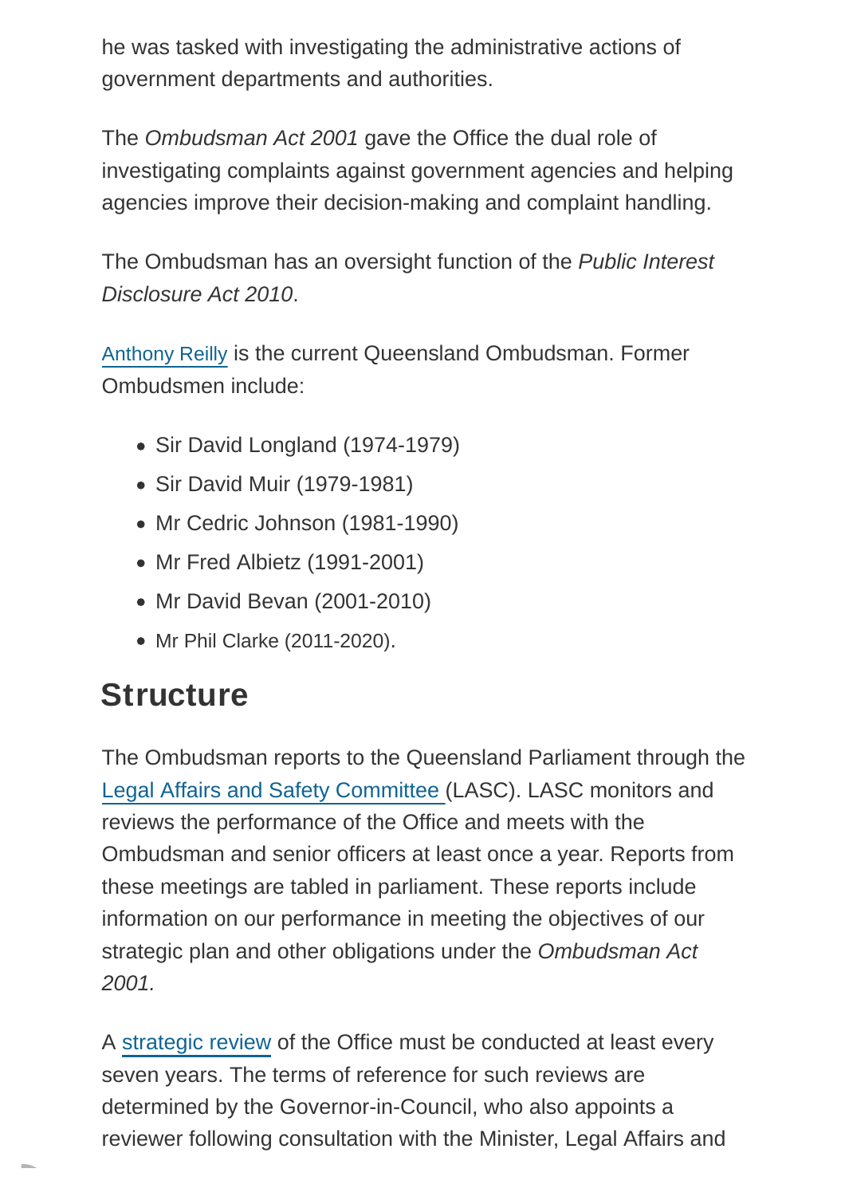he was tasked with investigating the administrative actions of government departments and authorities.

The *Ombudsman Act 2001* gave the Office the dual role of investigating complaints against government agencies and helping agencies improve their decision-making and complaint handling.

The Ombudsman has an oversight function of the *Public Interest Disclosure Act 2010*.

Anthony Reilly is the current Queensland Ombudsman. Former Ombudsmen include:

- Sir David Longland (1974-1979)
- Sir David Muir (1979-1981)
- Mr Cedric Johnson (1981-1990)
- Mr Fred Albietz (1991-2001)
- Mr David Bevan (2001-2010)
- Mr Phil Clarke (2011-2020).

## Structure

The Ombudsman reports to the Queensland Parliament through the Legal Affairs and Safety Committee (LASC). LASC monitors and reviews the performance of the Office and meets with the Ombudsman and senior officers at least once a year. Reports from these meetings are tabled in parliament. These reports include information on our performance in meeting the objectives of our strategic plan and other obligations under the *Ombudsman Act 2001.*

A strategic review of the Office must be conducted at least every seven years. The terms of reference for such reviews are determined by the Governor-in-Council, who also appoints a reviewer following consultation with the Minister, Legal Affairs and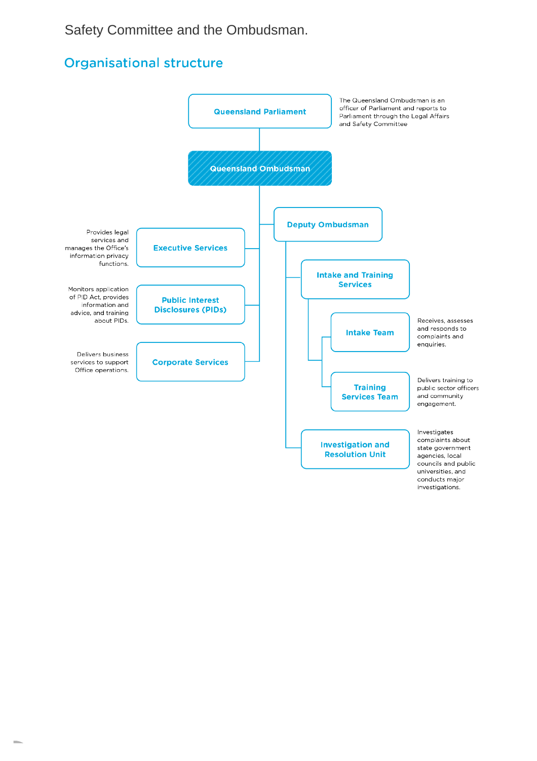Safety Committee and the Ombudsman.

## Organisational structure

Queensland Parliament

The Queensland Ombudsman is an officer of Parliament and reports to Parliament through the Legal Affairs and Safety Committee

Queensland Ombudsman

Deputy Ombudsman

Executive Services

Provides legal services and manages the Office's information privacy functions.

Public Interest Disclosures (PIDs)

Monitors application of PID Act, provides information and advice, and training about PIDs.

Corporate Services

Delivers business services to support Office operations.

Intake and Training Services

Intake Team

Receives, assesses and responds to complaints and enquiries.

Training Services Team

Delivers training to public sector officers and community engagement.

Investigation and Resolution Unit

Investigates complaints about state government agencies, local councils and public universities, and conducts major investigations.